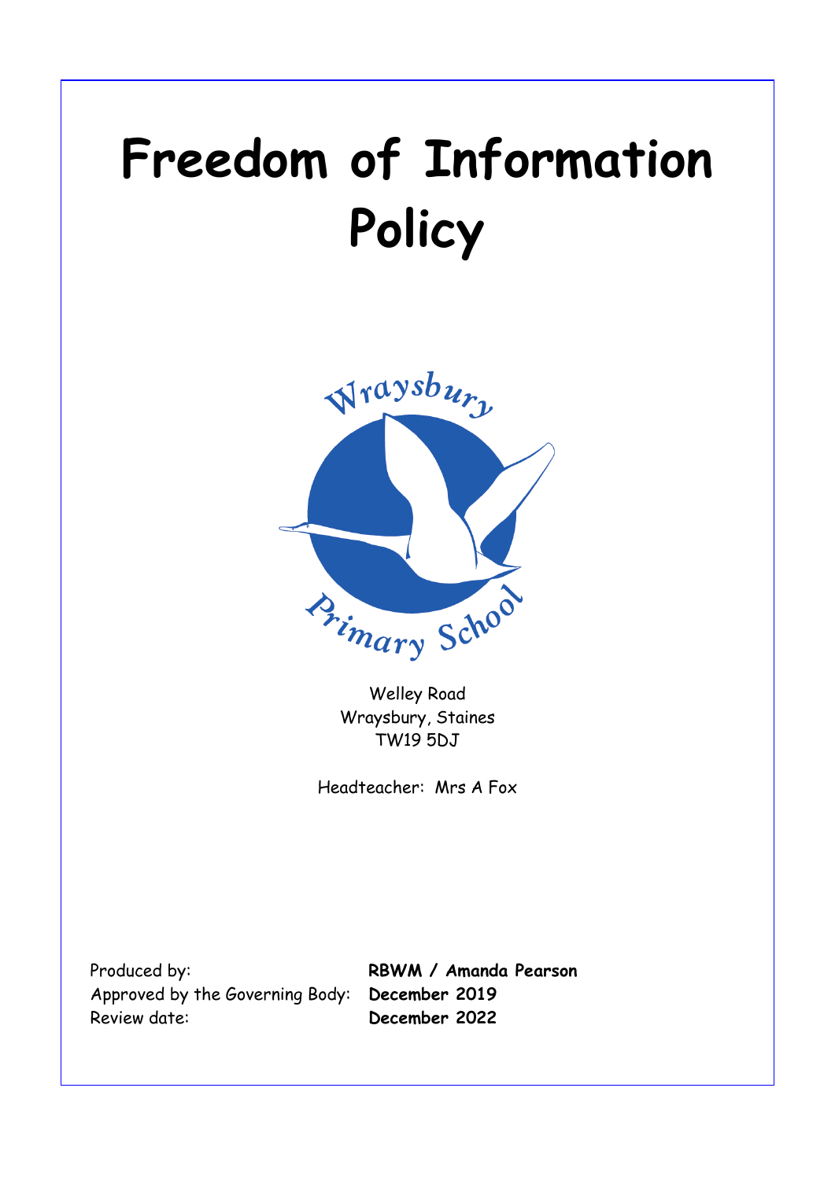# Freedom of Information Policy

Wraysbury Primary School

Welley Road
Wraysbury, Staines
TW19 5DJ

Headteacher: Mrs A Fox

| | |
|---|---|
| Produced by: | **RBWM / Amanda Pearson** |
| Approved by the Governing Body: | **December 2019** |
| Review date: | **December 2022** |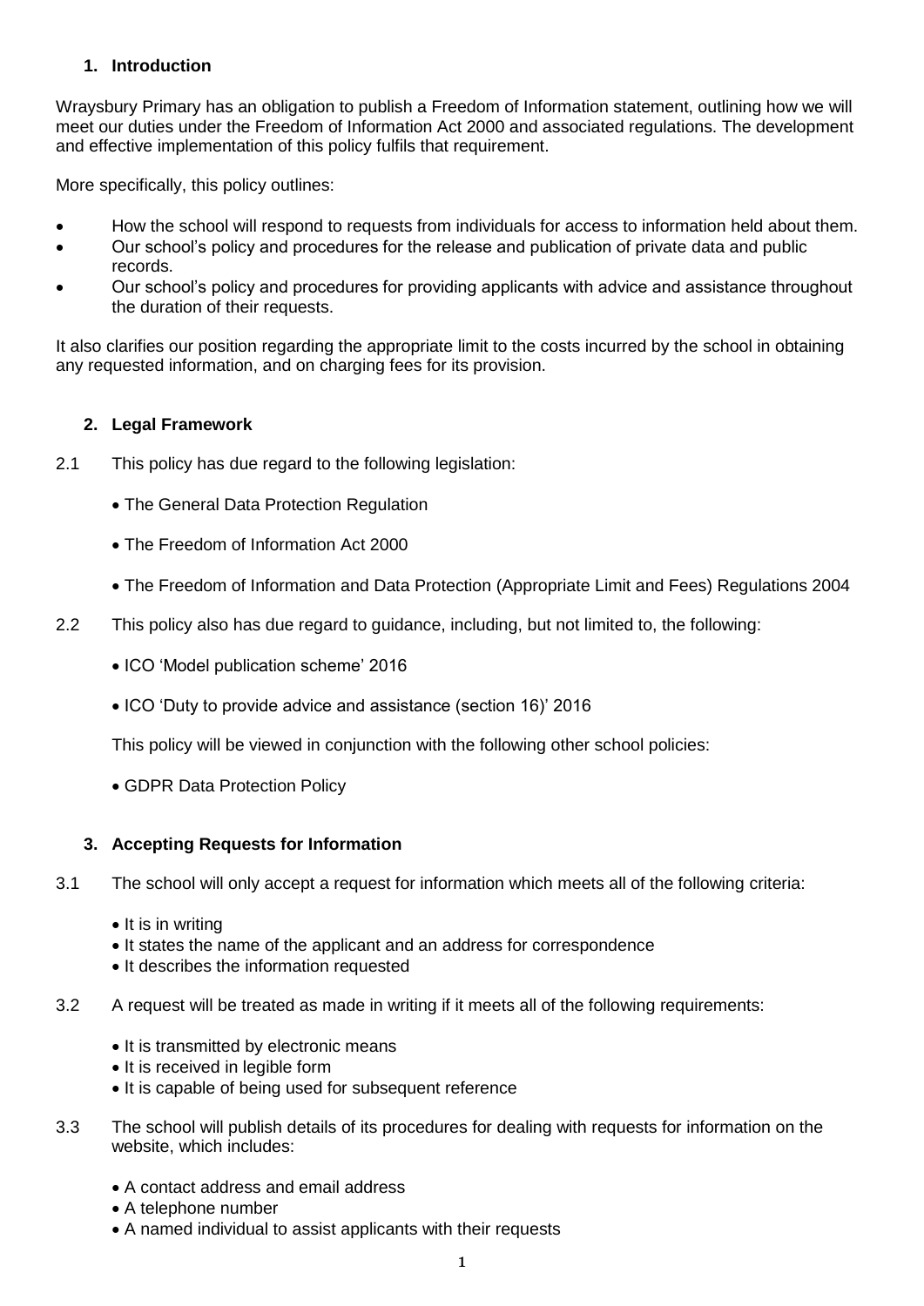## 1. Introduction

Wraysbury Primary has an obligation to publish a Freedom of Information statement, outlining how we will meet our duties under the Freedom of Information Act 2000 and associated regulations. The development and effective implementation of this policy fulfils that requirement.

More specifically, this policy outlines:

- How the school will respond to requests from individuals for access to information held about them.
- Our school's policy and procedures for the release and publication of private data and public records.
- Our school's policy and procedures for providing applicants with advice and assistance throughout the duration of their requests.

It also clarifies our position regarding the appropriate limit to the costs incurred by the school in obtaining any requested information, and on charging fees for its provision.

## 2. Legal Framework

2.1 This policy has due regard to the following legislation:

- The General Data Protection Regulation
- The Freedom of Information Act 2000
- The Freedom of Information and Data Protection (Appropriate Limit and Fees) Regulations 2004

2.2 This policy also has due regard to guidance, including, but not limited to, the following:

- ICO 'Model publication scheme' 2016
- ICO 'Duty to provide advice and assistance (section 16)' 2016

This policy will be viewed in conjunction with the following other school policies:

- GDPR Data Protection Policy

## 3. Accepting Requests for Information

3.1 The school will only accept a request for information which meets all of the following criteria:

- It is in writing
- It states the name of the applicant and an address for correspondence
- It describes the information requested

3.2 A request will be treated as made in writing if it meets all of the following requirements:

- It is transmitted by electronic means
- It is received in legible form
- It is capable of being used for subsequent reference

3.3 The school will publish details of its procedures for dealing with requests for information on the website, which includes:

- A contact address and email address
- A telephone number
- A named individual to assist applicants with their requests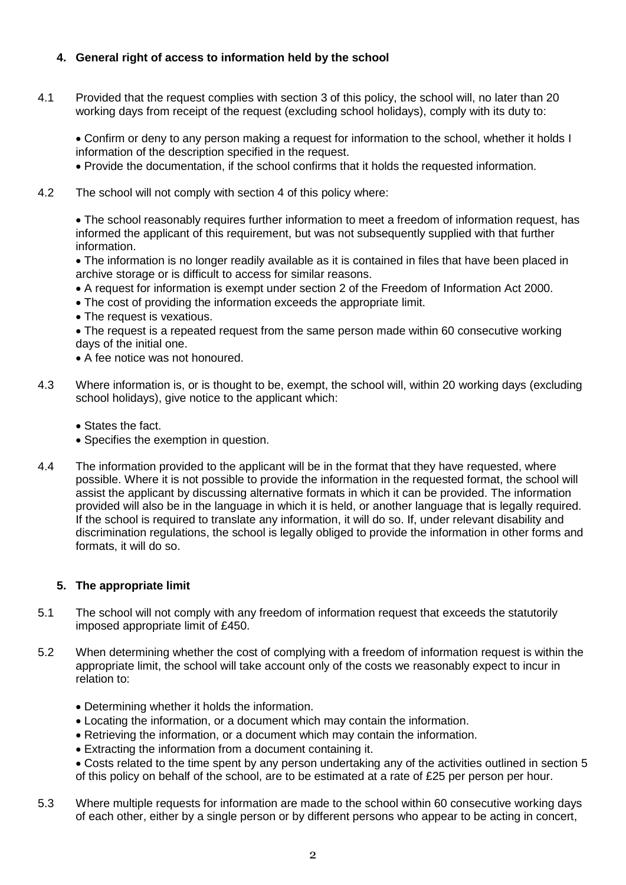## 4. General right of access to information held by the school

4.1 Provided that the request complies with section 3 of this policy, the school will, no later than 20 working days from receipt of the request (excluding school holidays), comply with its duty to:

- Confirm or deny to any person making a request for information to the school, whether it holds I information of the description specified in the request.
- Provide the documentation, if the school confirms that it holds the requested information.

4.2 The school will not comply with section 4 of this policy where:

- The school reasonably requires further information to meet a freedom of information request, has informed the applicant of this requirement, but was not subsequently supplied with that further information.
- The information is no longer readily available as it is contained in files that have been placed in archive storage or is difficult to access for similar reasons.
- A request for information is exempt under section 2 of the Freedom of Information Act 2000.
- The cost of providing the information exceeds the appropriate limit.
- The request is vexatious.
- The request is a repeated request from the same person made within 60 consecutive working days of the initial one.
- A fee notice was not honoured.

4.3 Where information is, or is thought to be, exempt, the school will, within 20 working days (excluding school holidays), give notice to the applicant which:

- States the fact.
- Specifies the exemption in question.

4.4 The information provided to the applicant will be in the format that they have requested, where possible. Where it is not possible to provide the information in the requested format, the school will assist the applicant by discussing alternative formats in which it can be provided. The information provided will also be in the language in which it is held, or another language that is legally required. If the school is required to translate any information, it will do so. If, under relevant disability and discrimination regulations, the school is legally obliged to provide the information in other forms and formats, it will do so.

## 5. The appropriate limit

5.1 The school will not comply with any freedom of information request that exceeds the statutorily imposed appropriate limit of £450.

5.2 When determining whether the cost of complying with a freedom of information request is within the appropriate limit, the school will take account only of the costs we reasonably expect to incur in relation to:

- Determining whether it holds the information.
- Locating the information, or a document which may contain the information.
- Retrieving the information, or a document which may contain the information.
- Extracting the information from a document containing it.
- Costs related to the time spent by any person undertaking any of the activities outlined in section 5 of this policy on behalf of the school, are to be estimated at a rate of £25 per person per hour.

5.3 Where multiple requests for information are made to the school within 60 consecutive working days of each other, either by a single person or by different persons who appear to be acting in concert,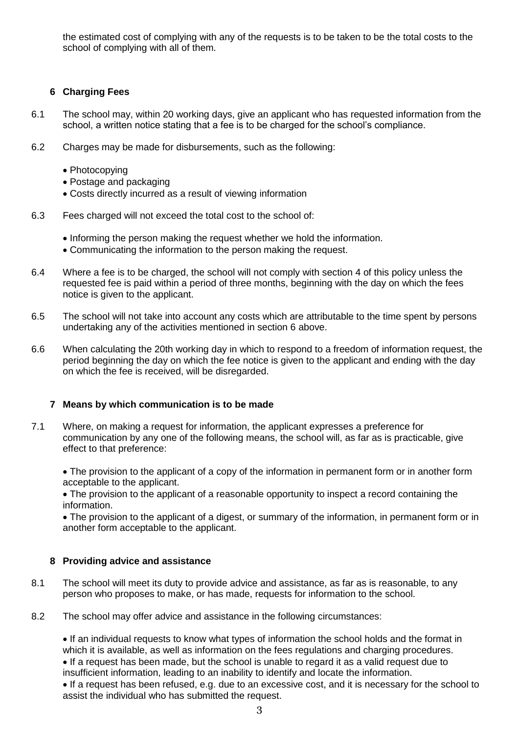the estimated cost of complying with any of the requests is to be taken to be the total costs to the school of complying with all of them.

## 6 Charging Fees

6.1 The school may, within 20 working days, give an applicant who has requested information from the school, a written notice stating that a fee is to be charged for the school's compliance.

6.2 Charges may be made for disbursements, such as the following:

- Photocopying
- Postage and packaging
- Costs directly incurred as a result of viewing information

6.3 Fees charged will not exceed the total cost to the school of:

- Informing the person making the request whether we hold the information.
- Communicating the information to the person making the request.

6.4 Where a fee is to be charged, the school will not comply with section 4 of this policy unless the requested fee is paid within a period of three months, beginning with the day on which the fees notice is given to the applicant.

6.5 The school will not take into account any costs which are attributable to the time spent by persons undertaking any of the activities mentioned in section 6 above.

6.6 When calculating the 20th working day in which to respond to a freedom of information request, the period beginning the day on which the fee notice is given to the applicant and ending with the day on which the fee is received, will be disregarded.

## 7 Means by which communication is to be made

7.1 Where, on making a request for information, the applicant expresses a preference for communication by any one of the following means, the school will, as far as is practicable, give effect to that preference:

- The provision to the applicant of a copy of the information in permanent form or in another form acceptable to the applicant.
- The provision to the applicant of a reasonable opportunity to inspect a record containing the information.
- The provision to the applicant of a digest, or summary of the information, in permanent form or in another form acceptable to the applicant.

## 8 Providing advice and assistance

8.1 The school will meet its duty to provide advice and assistance, as far as is reasonable, to any person who proposes to make, or has made, requests for information to the school.

8.2 The school may offer advice and assistance in the following circumstances:

- If an individual requests to know what types of information the school holds and the format in which it is available, as well as information on the fees regulations and charging procedures.
- If a request has been made, but the school is unable to regard it as a valid request due to insufficient information, leading to an inability to identify and locate the information.
- If a request has been refused, e.g. due to an excessive cost, and it is necessary for the school to assist the individual who has submitted the request.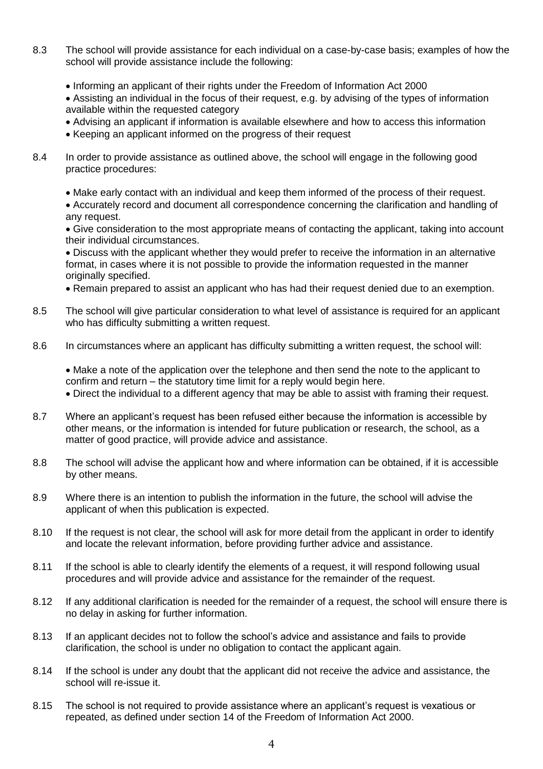8.3 The school will provide assistance for each individual on a case-by-case basis; examples of how the school will provide assistance include the following:

- Informing an applicant of their rights under the Freedom of Information Act 2000
- Assisting an individual in the focus of their request, e.g. by advising of the types of information available within the requested category
- Advising an applicant if information is available elsewhere and how to access this information
- Keeping an applicant informed on the progress of their request

8.4 In order to provide assistance as outlined above, the school will engage in the following good practice procedures:

- Make early contact with an individual and keep them informed of the process of their request.
- Accurately record and document all correspondence concerning the clarification and handling of any request.
- Give consideration to the most appropriate means of contacting the applicant, taking into account their individual circumstances.
- Discuss with the applicant whether they would prefer to receive the information in an alternative format, in cases where it is not possible to provide the information requested in the manner originally specified.
- Remain prepared to assist an applicant who has had their request denied due to an exemption.

8.5 The school will give particular consideration to what level of assistance is required for an applicant who has difficulty submitting a written request.

8.6 In circumstances where an applicant has difficulty submitting a written request, the school will:

- Make a note of the application over the telephone and then send the note to the applicant to confirm and return – the statutory time limit for a reply would begin here.
- Direct the individual to a different agency that may be able to assist with framing their request.

8.7 Where an applicant's request has been refused either because the information is accessible by other means, or the information is intended for future publication or research, the school, as a matter of good practice, will provide advice and assistance.

8.8 The school will advise the applicant how and where information can be obtained, if it is accessible by other means.

8.9 Where there is an intention to publish the information in the future, the school will advise the applicant of when this publication is expected.

8.10 If the request is not clear, the school will ask for more detail from the applicant in order to identify and locate the relevant information, before providing further advice and assistance.

8.11 If the school is able to clearly identify the elements of a request, it will respond following usual procedures and will provide advice and assistance for the remainder of the request.

8.12 If any additional clarification is needed for the remainder of a request, the school will ensure there is no delay in asking for further information.

8.13 If an applicant decides not to follow the school's advice and assistance and fails to provide clarification, the school is under no obligation to contact the applicant again.

8.14 If the school is under any doubt that the applicant did not receive the advice and assistance, the school will re-issue it.

8.15 The school is not required to provide assistance where an applicant's request is vexatious or repeated, as defined under section 14 of the Freedom of Information Act 2000.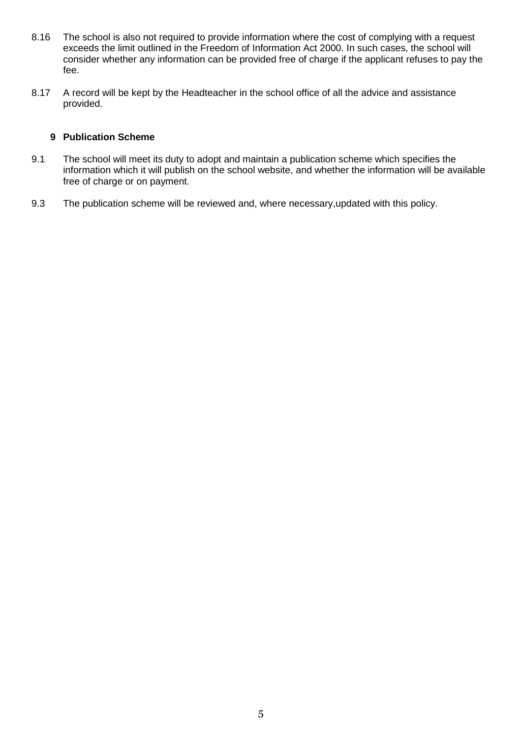8.16 The school is also not required to provide information where the cost of complying with a request exceeds the limit outlined in the Freedom of Information Act 2000. In such cases, the school will consider whether any information can be provided free of charge if the applicant refuses to pay the fee.

8.17 A record will be kept by the Headteacher in the school office of all the advice and assistance provided.

## 9 Publication Scheme

9.1 The school will meet its duty to adopt and maintain a publication scheme which specifies the information which it will publish on the school website, and whether the information will be available free of charge or on payment.

9.3 The publication scheme will be reviewed and, where necessary,updated with this policy.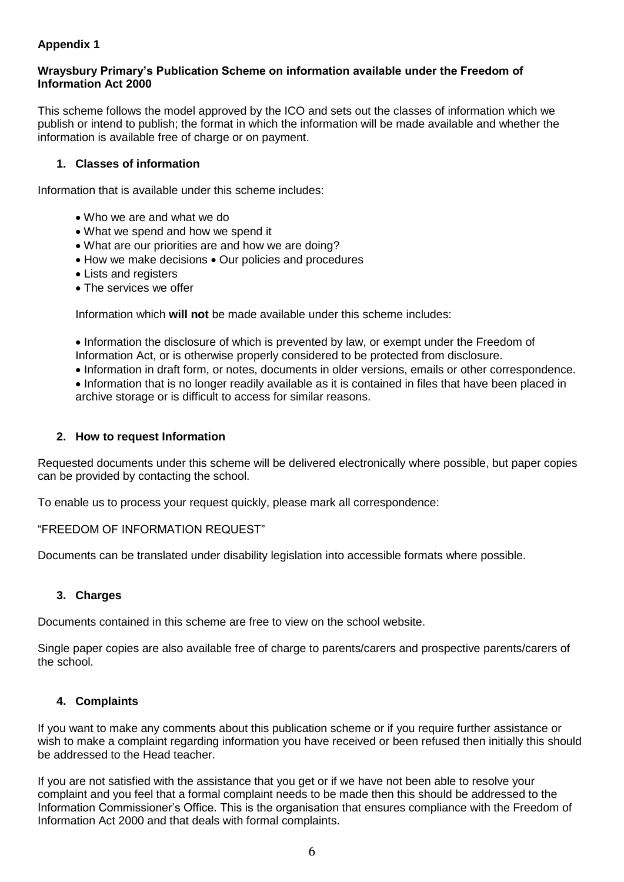**Appendix 1**

**Wraysbury Primary's Publication Scheme on information available under the Freedom of Information Act 2000**

This scheme follows the model approved by the ICO and sets out the classes of information which we publish or intend to publish; the format in which the information will be made available and whether the information is available free of charge or on payment.

## 1. Classes of information

Information that is available under this scheme includes:

- Who we are and what we do
- What we spend and how we spend it
- What are our priorities are and how we are doing?
- How we make decisions • Our policies and procedures
- Lists and registers
- The services we offer

Information which **will not** be made available under this scheme includes:

- Information the disclosure of which is prevented by law, or exempt under the Freedom of Information Act, or is otherwise properly considered to be protected from disclosure.
- Information in draft form, or notes, documents in older versions, emails or other correspondence.
- Information that is no longer readily available as it is contained in files that have been placed in archive storage or is difficult to access for similar reasons.

## 2. How to request Information

Requested documents under this scheme will be delivered electronically where possible, but paper copies can be provided by contacting the school.

To enable us to process your request quickly, please mark all correspondence:

"FREEDOM OF INFORMATION REQUEST"

Documents can be translated under disability legislation into accessible formats where possible.

## 3. Charges

Documents contained in this scheme are free to view on the school website.

Single paper copies are also available free of charge to parents/carers and prospective parents/carers of the school.

## 4. Complaints

If you want to make any comments about this publication scheme or if you require further assistance or wish to make a complaint regarding information you have received or been refused then initially this should be addressed to the Head teacher.

If you are not satisfied with the assistance that you get or if we have not been able to resolve your complaint and you feel that a formal complaint needs to be made then this should be addressed to the Information Commissioner's Office. This is the organisation that ensures compliance with the Freedom of Information Act 2000 and that deals with formal complaints.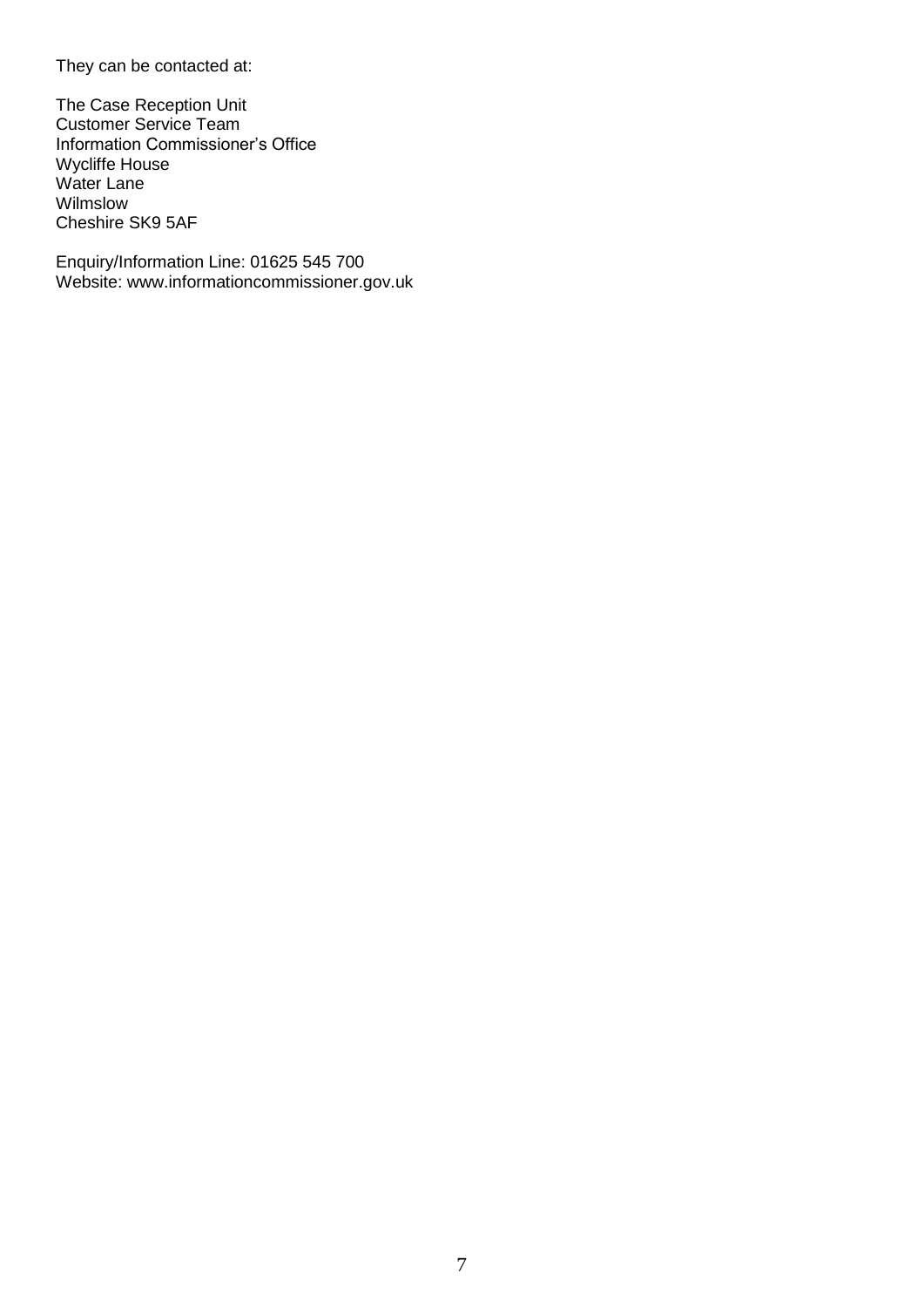They can be contacted at:

The Case Reception Unit  
Customer Service Team  
Information Commissioner's Office  
Wycliffe House  
Water Lane  
Wilmslow  
Cheshire SK9 5AF

Enquiry/Information Line: 01625 545 700  
Website: www.informationcommissioner.gov.uk